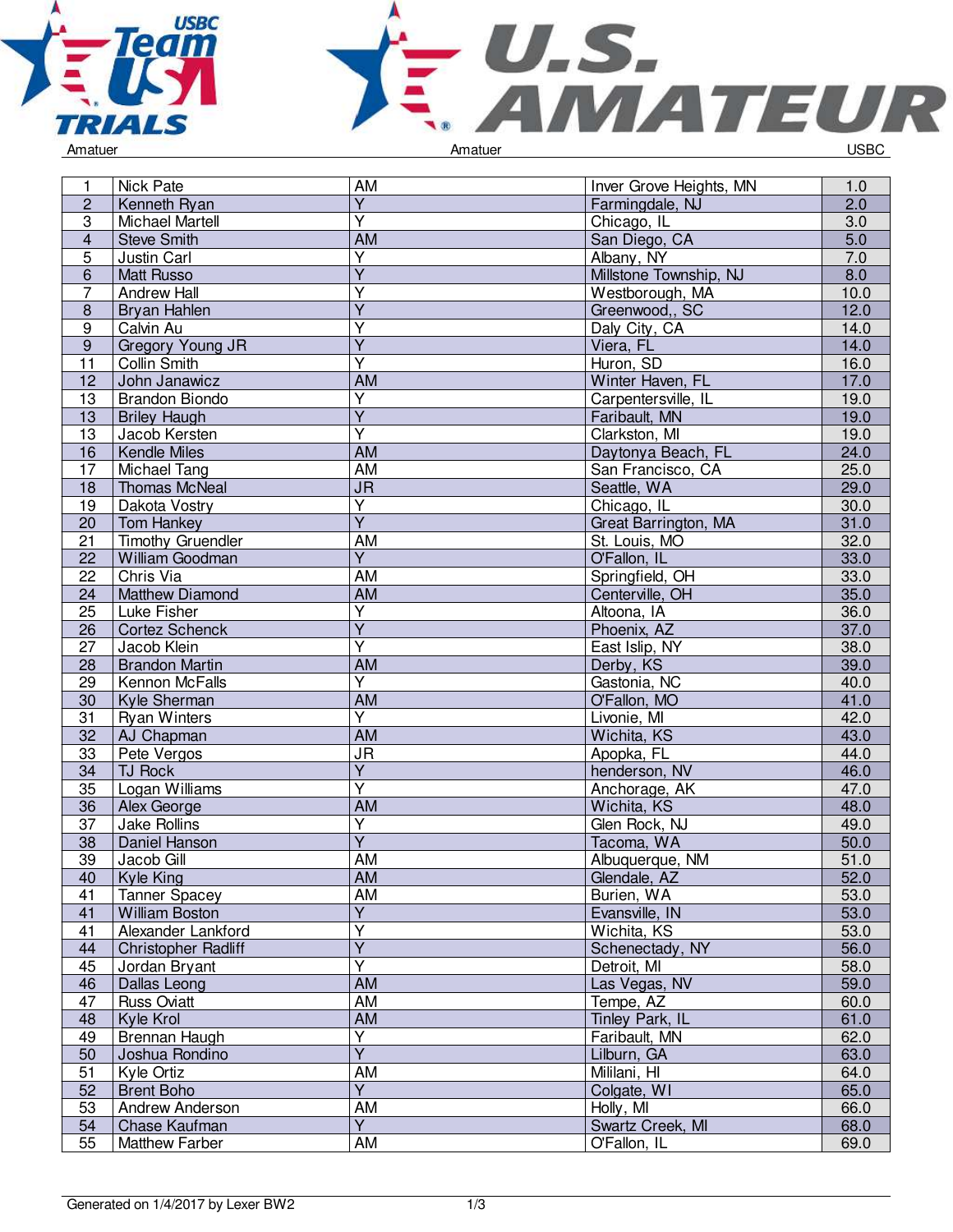Amatuer | Amatuer | USBC

| | | | | |
|---|---|---|---|---|
| 1 | Nick Pate | AM | Inver Grove Heights, MN | 1.0 |
| 2 | Kenneth Ryan | Y | Farmingdale, NJ | 2.0 |
| 3 | Michael Martell | Y | Chicago, IL | 3.0 |
| 4 | Steve Smith | AM | San Diego, CA | 5.0 |
| 5 | Justin Carl | Y | Albany, NY | 7.0 |
| 6 | Matt Russo | Y | Millstone Township, NJ | 8.0 |
| 7 | Andrew Hall | Y | Westborough, MA | 10.0 |
| 8 | Bryan Hahlen | Y | Greenwood,, SC | 12.0 |
| 9 | Calvin Au | Y | Daly City, CA | 14.0 |
| 9 | Gregory Young JR | Y | Viera, FL | 14.0 |
| 11 | Collin Smith | Y | Huron, SD | 16.0 |
| 12 | John Janawicz | AM | Winter Haven, FL | 17.0 |
| 13 | Brandon Biondo | Y | Carpentersville, IL | 19.0 |
| 13 | Briley Haugh | Y | Faribault, MN | 19.0 |
| 13 | Jacob Kersten | Y | Clarkston, MI | 19.0 |
| 16 | Kendle Miles | AM | Daytonya Beach, FL | 24.0 |
| 17 | Michael Tang | AM | San Francisco, CA | 25.0 |
| 18 | Thomas McNeal | JR | Seattle, WA | 29.0 |
| 19 | Dakota Vostry | Y | Chicago, IL | 30.0 |
| 20 | Tom Hankey | Y | Great Barrington, MA | 31.0 |
| 21 | Timothy Gruendler | AM | St. Louis, MO | 32.0 |
| 22 | William Goodman | Y | O'Fallon, IL | 33.0 |
| 22 | Chris Via | AM | Springfield, OH | 33.0 |
| 24 | Matthew Diamond | AM | Centerville, OH | 35.0 |
| 25 | Luke Fisher | Y | Altoona, IA | 36.0 |
| 26 | Cortez Schenck | Y | Phoenix, AZ | 37.0 |
| 27 | Jacob Klein | Y | East Islip, NY | 38.0 |
| 28 | Brandon Martin | AM | Derby, KS | 39.0 |
| 29 | Kennon McFalls | Y | Gastonia, NC | 40.0 |
| 30 | Kyle Sherman | AM | O'Fallon, MO | 41.0 |
| 31 | Ryan Winters | Y | Livonie, MI | 42.0 |
| 32 | AJ Chapman | AM | Wichita, KS | 43.0 |
| 33 | Pete Vergos | JR | Apopka, FL | 44.0 |
| 34 | TJ Rock | Y | henderson, NV | 46.0 |
| 35 | Logan Williams | Y | Anchorage, AK | 47.0 |
| 36 | Alex George | AM | Wichita, KS | 48.0 |
| 37 | Jake Rollins | Y | Glen Rock, NJ | 49.0 |
| 38 | Daniel Hanson | Y | Tacoma, WA | 50.0 |
| 39 | Jacob Gill | AM | Albuquerque, NM | 51.0 |
| 40 | Kyle King | AM | Glendale, AZ | 52.0 |
| 41 | Tanner Spacey | AM | Burien, WA | 53.0 |
| 41 | William Boston | Y | Evansville, IN | 53.0 |
| 41 | Alexander Lankford | Y | Wichita, KS | 53.0 |
| 44 | Christopher Radliff | Y | Schenectady, NY | 56.0 |
| 45 | Jordan Bryant | Y | Detroit, MI | 58.0 |
| 46 | Dallas Leong | AM | Las Vegas, NV | 59.0 |
| 47 | Russ Oviatt | AM | Tempe, AZ | 60.0 |
| 48 | Kyle Krol | AM | Tinley Park, IL | 61.0 |
| 49 | Brennan Haugh | Y | Faribault, MN | 62.0 |
| 50 | Joshua Rondino | Y | Lilburn, GA | 63.0 |
| 51 | Kyle Ortiz | AM | Mililani, HI | 64.0 |
| 52 | Brent Boho | Y | Colgate, WI | 65.0 |
| 53 | Andrew Anderson | AM | Holly, MI | 66.0 |
| 54 | Chase Kaufman | Y | Swartz Creek, MI | 68.0 |
| 55 | Matthew Farber | AM | O'Fallon, IL | 69.0 |

Generated on 1/4/2017 by Lexer BW2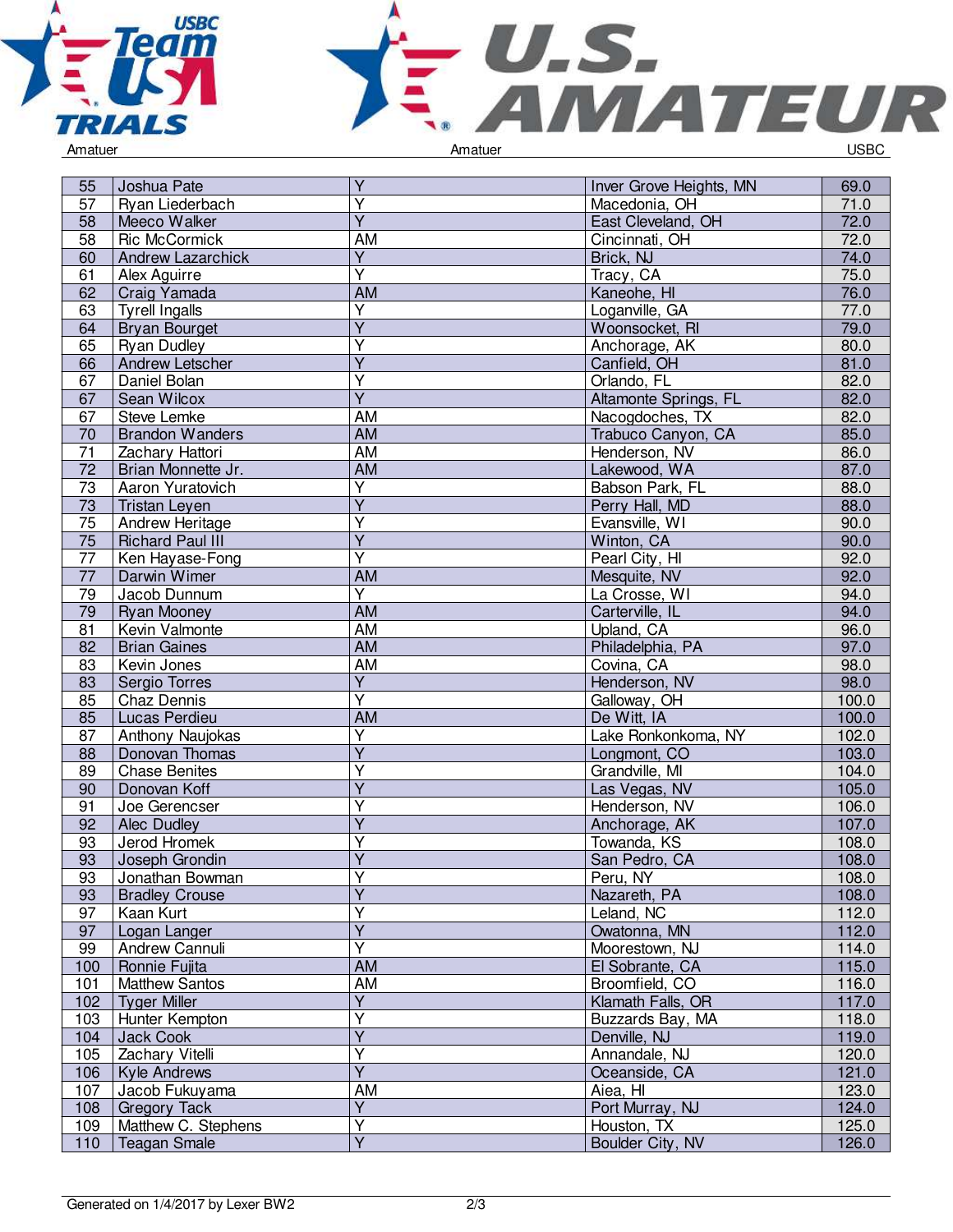| | | | | |
|---|---|---|---|---|
| 55 | Joshua Pate | Y | Inver Grove Heights, MN | 69.0 |
| 57 | Ryan Liederbach | Y | Macedonia, OH | 71.0 |
| 58 | Meeco Walker | Y | East Cleveland, OH | 72.0 |
| 58 | Ric McCormick | AM | Cincinnati, OH | 72.0 |
| 60 | Andrew Lazarchick | Y | Brick, NJ | 74.0 |
| 61 | Alex Aguirre | Y | Tracy, CA | 75.0 |
| 62 | Craig Yamada | AM | Kaneohe, HI | 76.0 |
| 63 | Tyrell Ingalls | Y | Loganville, GA | 77.0 |
| 64 | Bryan Bourget | Y | Woonsocket, RI | 79.0 |
| 65 | Ryan Dudley | Y | Anchorage, AK | 80.0 |
| 66 | Andrew Letscher | Y | Canfield, OH | 81.0 |
| 67 | Daniel Bolan | Y | Orlando, FL | 82.0 |
| 67 | Sean Wilcox | Y | Altamonte Springs, FL | 82.0 |
| 67 | Steve Lemke | AM | Nacogdoches, TX | 82.0 |
| 70 | Brandon Wanders | AM | Trabuco Canyon, CA | 85.0 |
| 71 | Zachary Hattori | AM | Henderson, NV | 86.0 |
| 72 | Brian Monnette Jr. | AM | Lakewood, WA | 87.0 |
| 73 | Aaron Yuratovich | Y | Babson Park, FL | 88.0 |
| 73 | Tristan Leyen | Y | Perry Hall, MD | 88.0 |
| 75 | Andrew Heritage | Y | Evansville, WI | 90.0 |
| 75 | Richard Paul III | Y | Winton, CA | 90.0 |
| 77 | Ken Hayase-Fong | Y | Pearl City, HI | 92.0 |
| 77 | Darwin Wimer | AM | Mesquite, NV | 92.0 |
| 79 | Jacob Dunnum | Y | La Crosse, WI | 94.0 |
| 79 | Ryan Mooney | AM | Carterville, IL | 94.0 |
| 81 | Kevin Valmonte | AM | Upland, CA | 96.0 |
| 82 | Brian Gaines | AM | Philadelphia, PA | 97.0 |
| 83 | Kevin Jones | AM | Covina, CA | 98.0 |
| 83 | Sergio Torres | Y | Henderson, NV | 98.0 |
| 85 | Chaz Dennis | Y | Galloway, OH | 100.0 |
| 85 | Lucas Perdieu | AM | De Witt, IA | 100.0 |
| 87 | Anthony Naujokas | Y | Lake Ronkonkoma, NY | 102.0 |
| 88 | Donovan Thomas | Y | Longmont, CO | 103.0 |
| 89 | Chase Benites | Y | Grandville, MI | 104.0 |
| 90 | Donovan Koff | Y | Las Vegas, NV | 105.0 |
| 91 | Joe Gerencser | Y | Henderson, NV | 106.0 |
| 92 | Alec Dudley | Y | Anchorage, AK | 107.0 |
| 93 | Jerod Hromek | Y | Towanda, KS | 108.0 |
| 93 | Joseph Grondin | Y | San Pedro, CA | 108.0 |
| 93 | Jonathan Bowman | Y | Peru, NY | 108.0 |
| 93 | Bradley Crouse | Y | Nazareth, PA | 108.0 |
| 97 | Kaan Kurt | Y | Leland, NC | 112.0 |
| 97 | Logan Langer | Y | Owatonna, MN | 112.0 |
| 99 | Andrew Cannuli | Y | Moorestown, NJ | 114.0 |
| 100 | Ronnie Fujita | AM | El Sobrante, CA | 115.0 |
| 101 | Matthew Santos | AM | Broomfield, CO | 116.0 |
| 102 | Tyger Miller | Y | Klamath Falls, OR | 117.0 |
| 103 | Hunter Kempton | Y | Buzzards Bay, MA | 118.0 |
| 104 | Jack Cook | Y | Denville, NJ | 119.0 |
| 105 | Zachary Vitelli | Y | Annandale, NJ | 120.0 |
| 106 | Kyle Andrews | Y | Oceanside, CA | 121.0 |
| 107 | Jacob Fukuyama | AM | Aiea, HI | 123.0 |
| 108 | Gregory Tack | Y | Port Murray, NJ | 124.0 |
| 109 | Matthew C. Stephens | Y | Houston, TX | 125.0 |
| 110 | Teagan Smale | Y | Boulder City, NV | 126.0 |

Generated on 1/4/2017 by Lexer BW2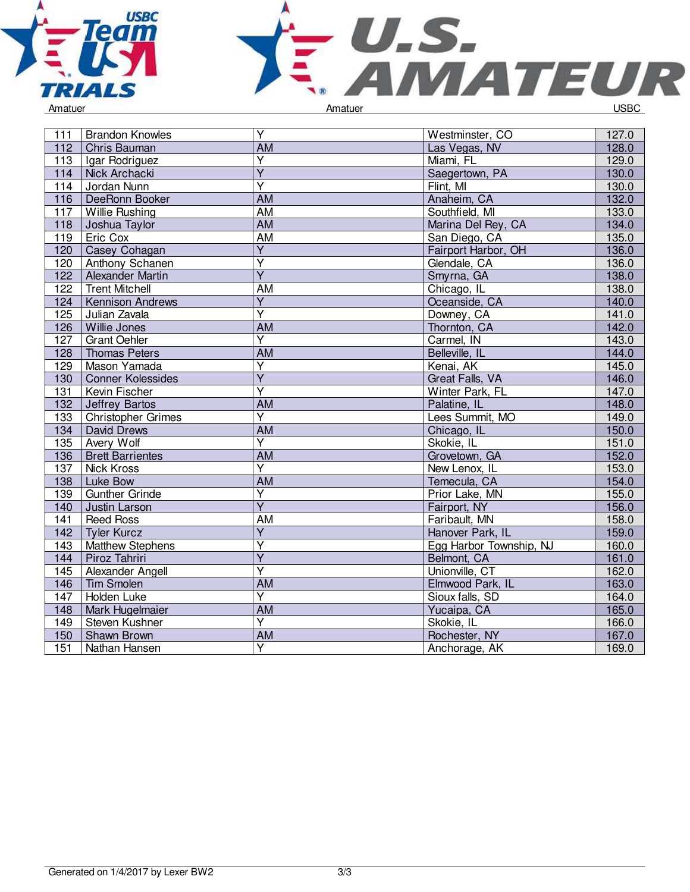| | | | | |
|---|---|---|---|---|
| 111 | Brandon Knowles | Y | Westminster, CO | 127.0 |
| 112 | Chris Bauman | AM | Las Vegas, NV | 128.0 |
| 113 | Igar Rodriguez | Y | Miami, FL | 129.0 |
| 114 | Nick Archacki | Y | Saegertown, PA | 130.0 |
| 114 | Jordan Nunn | Y | Flint, MI | 130.0 |
| 116 | DeeRonn Booker | AM | Anaheim, CA | 132.0 |
| 117 | Willie Rushing | AM | Southfield, MI | 133.0 |
| 118 | Joshua Taylor | AM | Marina Del Rey, CA | 134.0 |
| 119 | Eric Cox | AM | San Diego, CA | 135.0 |
| 120 | Casey Cohagan | Y | Fairport Harbor, OH | 136.0 |
| 120 | Anthony Schanen | Y | Glendale, CA | 136.0 |
| 122 | Alexander Martin | Y | Smyrna, GA | 138.0 |
| 122 | Trent Mitchell | AM | Chicago, IL | 138.0 |
| 124 | Kennison Andrews | Y | Oceanside, CA | 140.0 |
| 125 | Julian Zavala | Y | Downey, CA | 141.0 |
| 126 | Willie Jones | AM | Thornton, CA | 142.0 |
| 127 | Grant Oehler | Y | Carmel, IN | 143.0 |
| 128 | Thomas Peters | AM | Belleville, IL | 144.0 |
| 129 | Mason Yamada | Y | Kenai, AK | 145.0 |
| 130 | Conner Kolessides | Y | Great Falls, VA | 146.0 |
| 131 | Kevin Fischer | Y | Winter Park, FL | 147.0 |
| 132 | Jeffrey Bartos | AM | Palatine, IL | 148.0 |
| 133 | Christopher Grimes | Y | Lees Summit, MO | 149.0 |
| 134 | David Drews | AM | Chicago, IL | 150.0 |
| 135 | Avery Wolf | Y | Skokie, IL | 151.0 |
| 136 | Brett Barrientes | AM | Grovetown, GA | 152.0 |
| 137 | Nick Kross | Y | New Lenox, IL | 153.0 |
| 138 | Luke Bow | AM | Temecula, CA | 154.0 |
| 139 | Gunther Grinde | Y | Prior Lake, MN | 155.0 |
| 140 | Justin Larson | Y | Fairport, NY | 156.0 |
| 141 | Reed Ross | AM | Faribault, MN | 158.0 |
| 142 | Tyler Kurcz | Y | Hanover Park, IL | 159.0 |
| 143 | Matthew Stephens | Y | Egg Harbor Township, NJ | 160.0 |
| 144 | Piroz Tahriri | Y | Belmont, CA | 161.0 |
| 145 | Alexander Angell | Y | Unionville, CT | 162.0 |
| 146 | Tim Smolen | AM | Elmwood Park, IL | 163.0 |
| 147 | Holden Luke | Y | Sioux falls, SD | 164.0 |
| 148 | Mark Hugelmaier | AM | Yucaipa, CA | 165.0 |
| 149 | Steven Kushner | Y | Skokie, IL | 166.0 |
| 150 | Shawn Brown | AM | Rochester, NY | 167.0 |
| 151 | Nathan Hansen | Y | Anchorage, AK | 169.0 |

Generated on 1/4/2017 by Lexer BW2